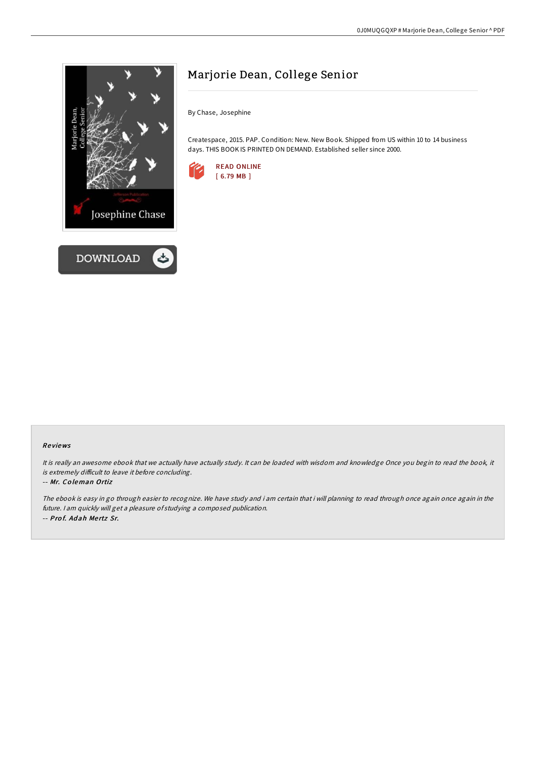# Marjorie Dean, College Senior

By Chase, Josephine

Createspace, 2015. PAP. Condition: New. New Book. Shipped from US within 10 to 14 business days. THIS BOOK IS PRINTED ON DEMAND. Established seller since 2000.

READ ONLINE
[ 6.79 MB ]

DOWNLOAD

### Reviews

*It is really an awesome ebook that we actually have actually study. It can be loaded with wisdom and knowledge Once you begin to read the book, it is extremely difficult to leave it before concluding.*

-- ***Mr. Coleman Ortiz***

*The ebook is easy in go through easier to recognize. We have study and i am certain that i will planning to read through once again once again in the future. I am quickly will get a pleasure of studying a composed publication.*

-- ***Prof. Adah Mertz Sr.***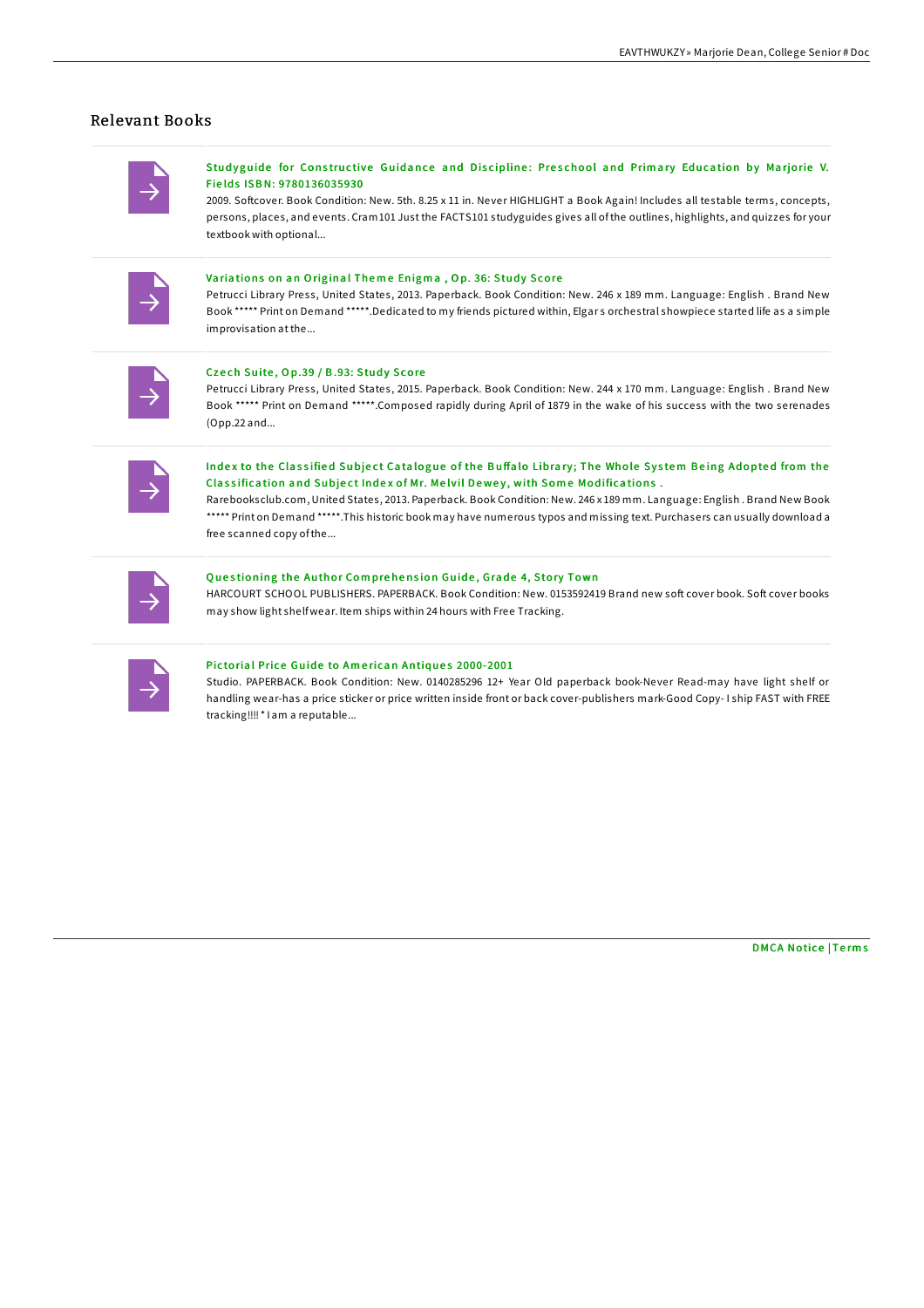## Relevant Books

### Studyguide for Constructive Guidance and Discipline: Preschool and Primary Education by Marjorie V. Fields ISBN: 9780136035930

2009. Softcover. Book Condition: New. 5th. 8.25 x 11 in. Never HIGHLIGHT a Book Again! Includes all testable terms, concepts, persons, places, and events. Cram101 Just the FACTS101 studyguides gives all of the outlines, highlights, and quizzes for your textbook with optional...

### Variations on an Original Theme Enigma , Op. 36: Study Score

Petrucci Library Press, United States, 2013. Paperback. Book Condition: New. 246 x 189 mm. Language: English . Brand New Book ***** Print on Demand *****.Dedicated to my friends pictured within, Elgar s orchestral showpiece started life as a simple improvisation at the...

### Czech Suite, Op.39 / B.93: Study Score

Petrucci Library Press, United States, 2015. Paperback. Book Condition: New. 244 x 170 mm. Language: English . Brand New Book ***** Print on Demand *****.Composed rapidly during April of 1879 in the wake of his success with the two serenades (Opp.22 and...

### Index to the Classified Subject Catalogue of the Buffalo Library; The Whole System Being Adopted from the Classification and Subject Index of Mr. Melvil Dewey, with Some Modifications .

Rarebooksclub.com, United States, 2013. Paperback. Book Condition: New. 246 x 189 mm. Language: English . Brand New Book ***** Print on Demand *****.This historic book may have numerous typos and missing text. Purchasers can usually download a free scanned copy of the...

### Questioning the Author Comprehension Guide, Grade 4, Story Town

HARCOURT SCHOOL PUBLISHERS. PAPERBACK. Book Condition: New. 0153592419 Brand new soft cover book. Soft cover books may show light shelf wear. Item ships within 24 hours with Free Tracking.

### Pictorial Price Guide to American Antiques 2000-2001

Studio. PAPERBACK. Book Condition: New. 0140285296 12+ Year Old paperback book-Never Read-may have light shelf or handling wear-has a price sticker or price written inside front or back cover-publishers mark-Good Copy- I ship FAST with FREE tracking!!!! * I am a reputable...